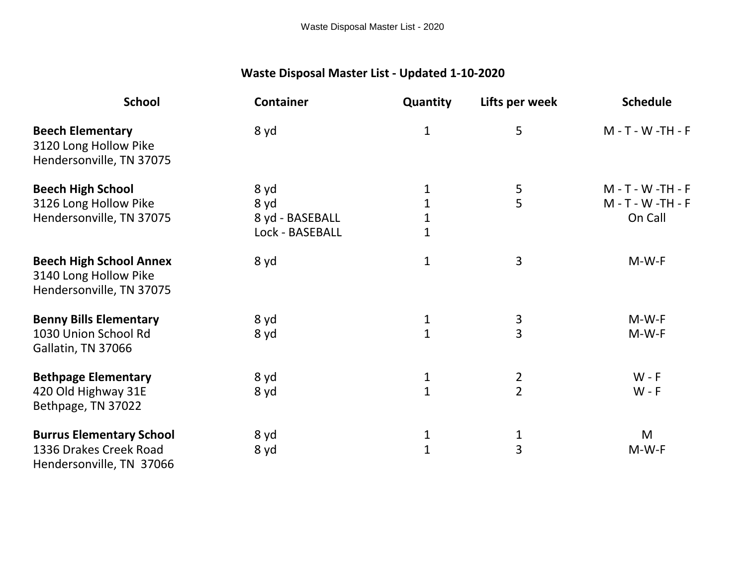## Waste Disposal Master List - Updated 1-10-2020

| School | Container | Quantity | Lifts per week | Schedule |
|---|---|---|---|---|
| **Beech Elementary** | 8 yd | 1 | 5 | M - T - W -TH - F |
| 3120 Long Hollow Pike | | | | |
| Hendersonville, TN 37075 | | | | |
| **Beech High School** | 8 yd | 1 | 5 | M - T - W -TH - F |
| 3126 Long Hollow Pike | 8 yd | 1 | 5 | M - T - W -TH - F |
| Hendersonville, TN 37075 | 8 yd - BASEBALL | 1 | | On Call |
| | Lock - BASEBALL | 1 | | |
| **Beech High School Annex** | 8 yd | 1 | 3 | M-W-F |
| 3140 Long Hollow Pike | | | | |
| Hendersonville, TN 37075 | | | | |
| **Benny Bills Elementary** | 8 yd | 1 | 3 | M-W-F |
| 1030 Union School Rd | 8 yd | 1 | 3 | M-W-F |
| Gallatin, TN 37066 | | | | |
| **Bethpage Elementary** | 8 yd | 1 | 2 | W - F |
| 420 Old Highway 31E | 8 yd | 1 | 2 | W - F |
| Bethpage, TN 37022 | | | | |
| **Burrus Elementary School** | 8 yd | 1 | 1 | M |
| 1336 Drakes Creek Road | 8 yd | 1 | 3 | M-W-F |
| Hendersonville, TN 37066 | | | | |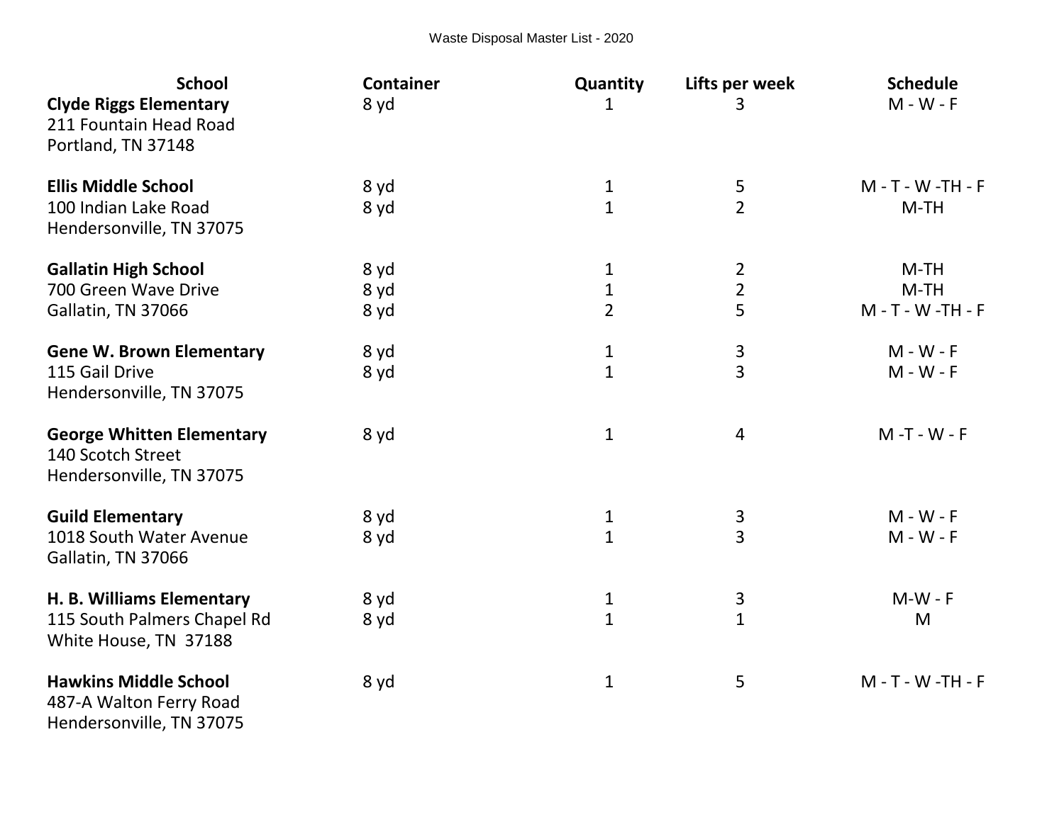Waste Disposal Master List - 2020

| School | Container | Quantity | Lifts per week | Schedule |
|---|---|---|---|---|
| **Clyde Riggs Elementary** | 8 yd | 1 | 3 | M - W - F |
| 211 Fountain Head Road | | | | |
| Portland, TN 37148 | | | | |
| | | | | |
| **Ellis Middle School** | 8 yd | 1 | 5 | M - T - W -TH - F |
| 100 Indian Lake Road | 8 yd | 1 | 2 | M-TH |
| Hendersonville, TN 37075 | | | | |
| | | | | |
| **Gallatin High School** | 8 yd | 1 | 2 | M-TH |
| 700 Green Wave Drive | 8 yd | 1 | 2 | M-TH |
| Gallatin, TN 37066 | 8 yd | 2 | 5 | M - T - W -TH - F |
| | | | | |
| **Gene W. Brown Elementary** | 8 yd | 1 | 3 | M - W - F |
| 115 Gail Drive | 8 yd | 1 | 3 | M - W - F |
| Hendersonville, TN 37075 | | | | |
| | | | | |
| **George Whitten Elementary** | 8 yd | 1 | 4 | M -T - W - F |
| 140 Scotch Street | | | | |
| Hendersonville, TN 37075 | | | | |
| | | | | |
| **Guild Elementary** | 8 yd | 1 | 3 | M - W - F |
| 1018 South Water Avenue | 8 yd | 1 | 3 | M - W - F |
| Gallatin, TN 37066 | | | | |
| | | | | |
| **H. B. Williams Elementary** | 8 yd | 1 | 3 | M-W - F |
| 115 South Palmers Chapel Rd | 8 yd | 1 | 1 | M |
| White House, TN 37188 | | | | |
| | | | | |
| **Hawkins Middle School** | 8 yd | 1 | 5 | M - T - W -TH - F |
| 487-A Walton Ferry Road | | | | |
| Hendersonville, TN 37075 | | | | |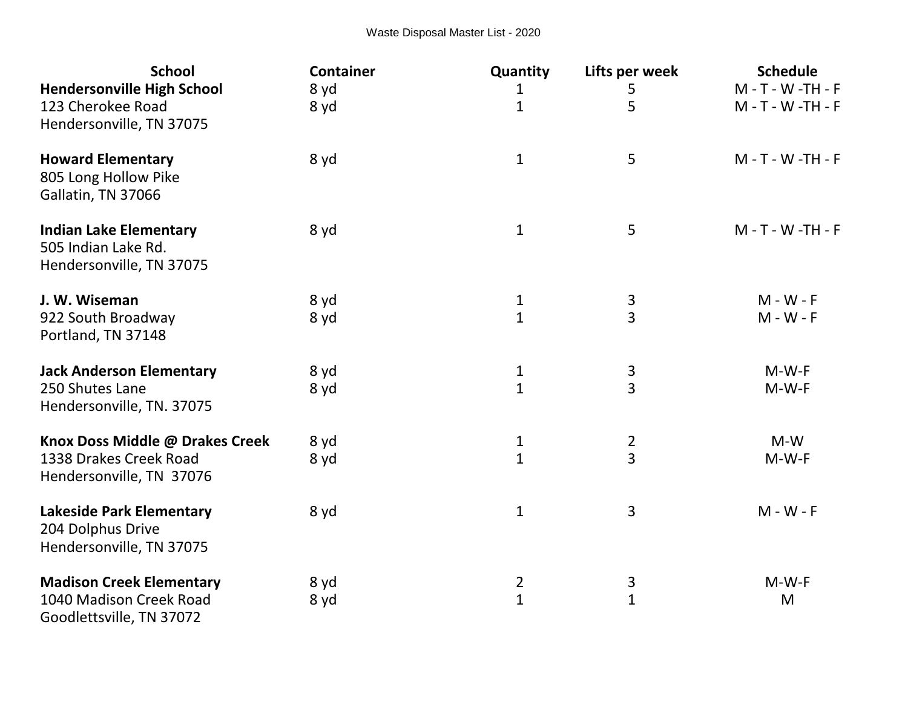Waste Disposal Master List - 2020

| School | Container | Quantity | Lifts per week | Schedule |
|---|---|---|---|---|
| **Hendersonville High School** | 8 yd | 1 | 5 | M - T - W -TH - F |
| 123 Cherokee Road | 8 yd | 1 | 5 | M - T - W -TH - F |
| Hendersonville, TN 37075 | | | | |
| **Howard Elementary** | 8 yd | 1 | 5 | M - T - W -TH - F |
| 805 Long Hollow Pike | | | | |
| Gallatin, TN 37066 | | | | |
| **Indian Lake Elementary** | 8 yd | 1 | 5 | M - T - W -TH - F |
| 505 Indian Lake Rd. | | | | |
| Hendersonville, TN 37075 | | | | |
| **J. W. Wiseman** | 8 yd | 1 | 3 | M - W - F |
| 922 South Broadway | 8 yd | 1 | 3 | M - W - F |
| Portland, TN 37148 | | | | |
| **Jack Anderson Elementary** | 8 yd | 1 | 3 | M-W-F |
| 250 Shutes Lane | 8 yd | 1 | 3 | M-W-F |
| Hendersonville, TN. 37075 | | | | |
| **Knox Doss Middle @ Drakes Creek** | 8 yd | 1 | 2 | M-W |
| 1338 Drakes Creek Road | 8 yd | 1 | 3 | M-W-F |
| Hendersonville, TN 37076 | | | | |
| **Lakeside Park Elementary** | 8 yd | 1 | 3 | M - W - F |
| 204 Dolphus Drive | | | | |
| Hendersonville, TN 37075 | | | | |
| **Madison Creek Elementary** | 8 yd | 2 | 3 | M-W-F |
| 1040 Madison Creek Road | 8 yd | 1 | 1 | M |
| Goodlettsville, TN 37072 | | | | |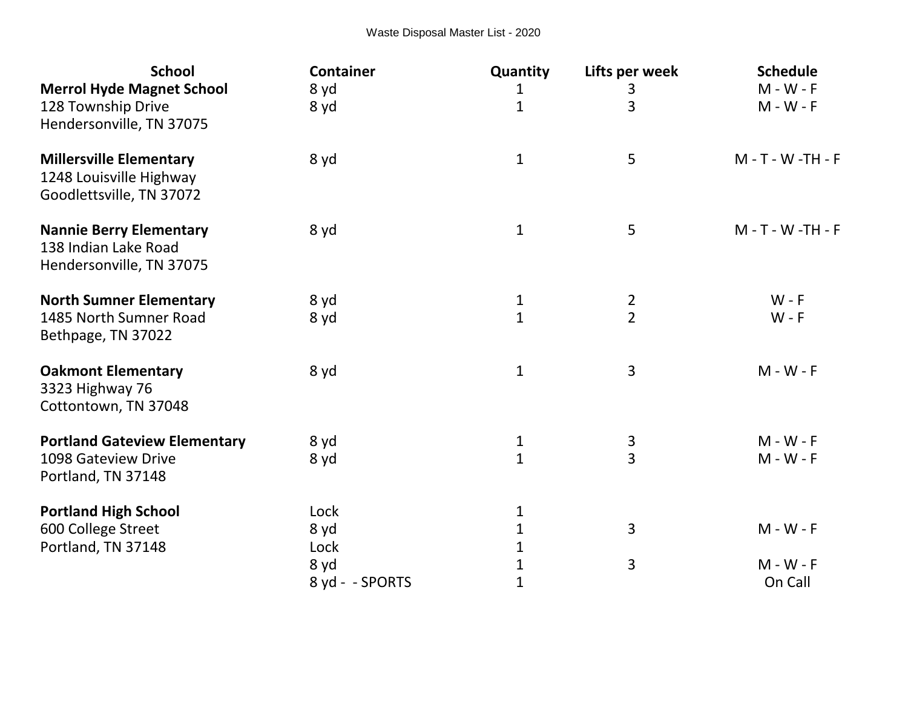Waste Disposal Master List - 2020

| School | Container | Quantity | Lifts per week | Schedule |
|---|---|---|---|---|
| **Merrol Hyde Magnet School** | 8 yd | 1 | 3 | M - W - F |
| 128 Township Drive | 8 yd | 1 | 3 | M - W - F |
| Hendersonville, TN 37075 | | | | |
| | | | | |
| **Millersville Elementary** | 8 yd | 1 | 5 | M - T - W -TH - F |
| 1248 Louisville Highway | | | | |
| Goodlettsville, TN 37072 | | | | |
| | | | | |
| **Nannie Berry Elementary** | 8 yd | 1 | 5 | M - T - W -TH - F |
| 138 Indian Lake Road | | | | |
| Hendersonville, TN 37075 | | | | |
| | | | | |
| **North Sumner Elementary** | 8 yd | 1 | 2 | W - F |
| 1485 North Sumner Road | 8 yd | 1 | 2 | W - F |
| Bethpage, TN 37022 | | | | |
| | | | | |
| **Oakmont Elementary** | 8 yd | 1 | 3 | M - W - F |
| 3323 Highway 76 | | | | |
| Cottontown, TN 37048 | | | | |
| | | | | |
| **Portland Gateview Elementary** | 8 yd | 1 | 3 | M - W - F |
| 1098 Gateview Drive | 8 yd | 1 | 3 | M - W - F |
| Portland, TN 37148 | | | | |
| | | | | |
| **Portland High School** | Lock | 1 | | |
| 600 College Street | 8 yd | 1 | 3 | M - W - F |
| Portland, TN 37148 | Lock | 1 | | |
| | 8 yd | 1 | 3 | M - W - F |
| | 8 yd - - SPORTS | 1 | | On Call |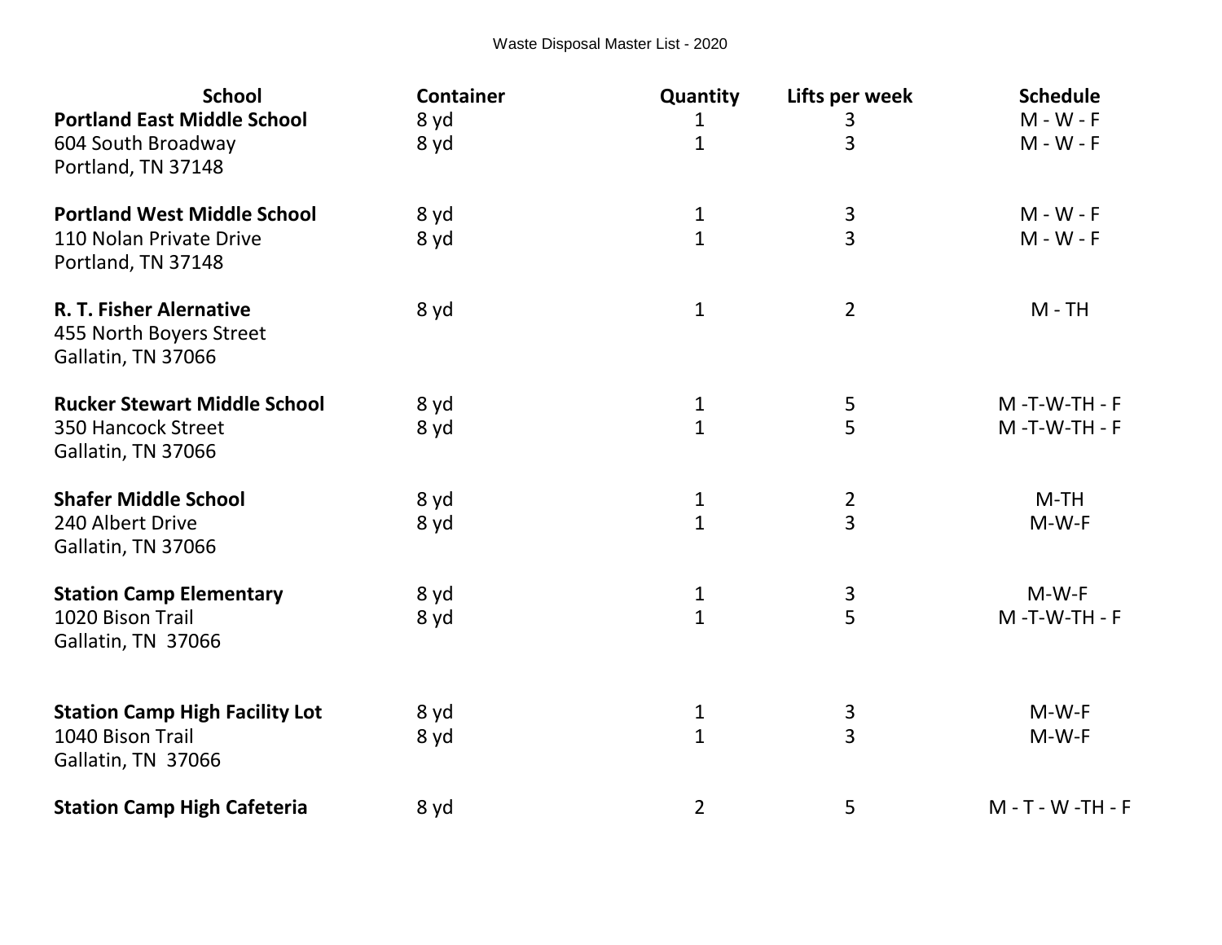Waste Disposal Master List - 2020

| School | Container | Quantity | Lifts per week | Schedule |
|---|---|---|---|---|
| **Portland East Middle School** | 8 yd | 1 | 3 | M - W - F |
| 604 South Broadway | 8 yd | 1 | 3 | M - W - F |
| Portland, TN 37148 | | | | |
| | | | | |
| **Portland West Middle School** | 8 yd | 1 | 3 | M - W - F |
| 110 Nolan Private Drive | 8 yd | 1 | 3 | M - W - F |
| Portland, TN 37148 | | | | |
| | | | | |
| **R. T. Fisher Alernative** | 8 yd | 1 | 2 | M - TH |
| 455 North Boyers Street | | | | |
| Gallatin, TN 37066 | | | | |
| | | | | |
| **Rucker Stewart Middle School** | 8 yd | 1 | 5 | M -T-W-TH - F |
| 350 Hancock Street | 8 yd | 1 | 5 | M -T-W-TH - F |
| Gallatin, TN 37066 | | | | |
| | | | | |
| **Shafer Middle School** | 8 yd | 1 | 2 | M-TH |
| 240 Albert Drive | 8 yd | 1 | 3 | M-W-F |
| Gallatin, TN 37066 | | | | |
| | | | | |
| **Station Camp Elementary** | 8 yd | 1 | 3 | M-W-F |
| 1020 Bison Trail | 8 yd | 1 | 5 | M -T-W-TH - F |
| Gallatin, TN 37066 | | | | |
| | | | | |
| **Station Camp High Facility Lot** | 8 yd | 1 | 3 | M-W-F |
| 1040 Bison Trail | 8 yd | 1 | 3 | M-W-F |
| Gallatin, TN 37066 | | | | |
| | | | | |
| **Station Camp High Cafeteria** | 8 yd | 2 | 5 | M - T - W -TH - F |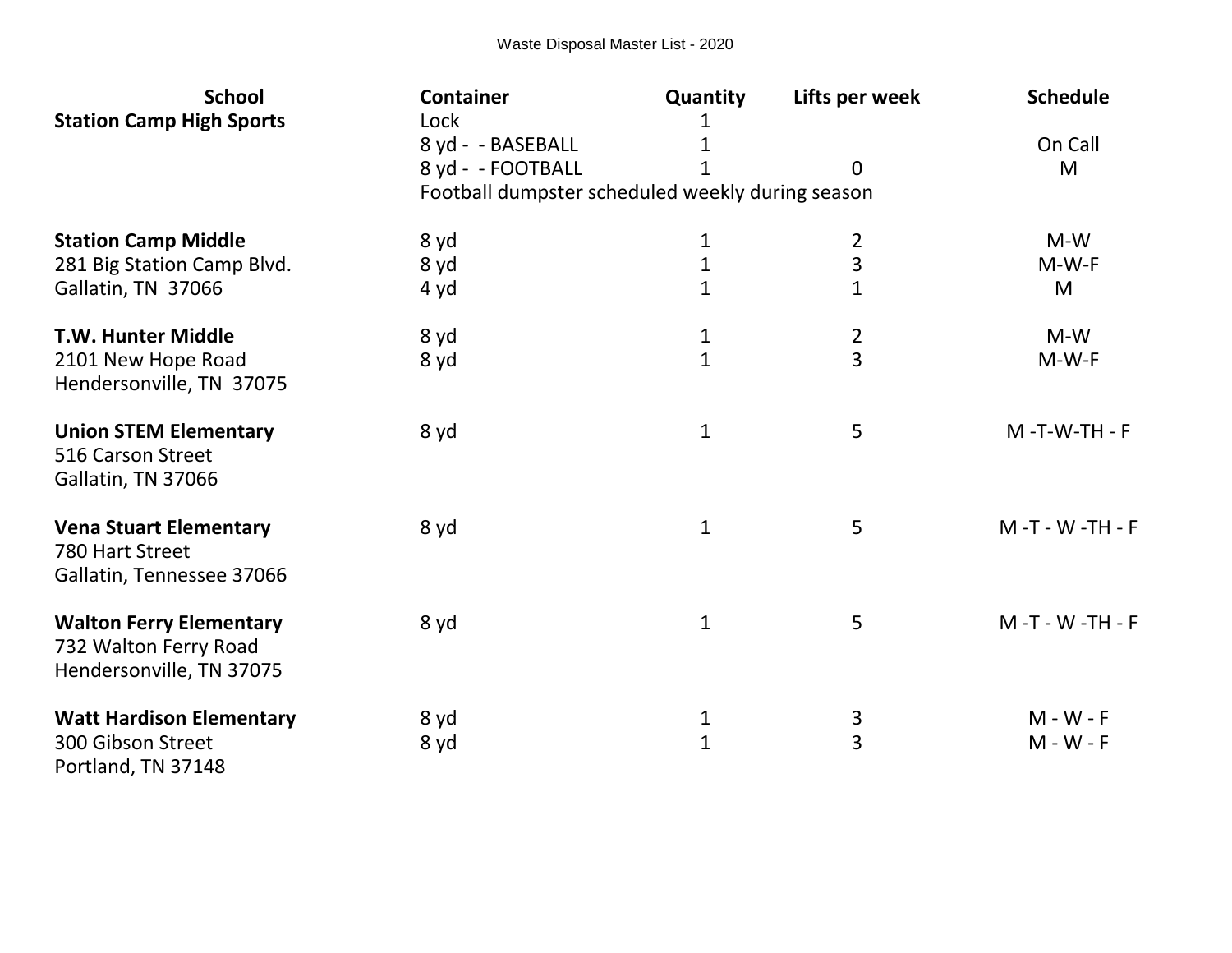Waste Disposal Master List - 2020

| School | Container | Quantity | Lifts per week | Schedule |
|---|---|---|---|---|
| **Station Camp High Sports** | Lock | 1 | | |
| | 8 yd - - BASEBALL | 1 | | On Call |
| | 8 yd - - FOOTBALL | 1 | 0 | M |
| | Football dumpster scheduled weekly during season | | | |
| **Station Camp Middle** | 8 yd | 1 | 2 | M-W |
| 281 Big Station Camp Blvd. | 8 yd | 1 | 3 | M-W-F |
| Gallatin, TN 37066 | 4 yd | 1 | 1 | M |
| **T.W. Hunter Middle** | 8 yd | 1 | 2 | M-W |
| 2101 New Hope Road | 8 yd | 1 | 3 | M-W-F |
| Hendersonville, TN 37075 | | | | |
| **Union STEM Elementary** | 8 yd | 1 | 5 | M -T-W-TH - F |
| 516 Carson Street | | | | |
| Gallatin, TN 37066 | | | | |
| **Vena Stuart Elementary** | 8 yd | 1 | 5 | M -T - W -TH - F |
| 780 Hart Street | | | | |
| Gallatin, Tennessee 37066 | | | | |
| **Walton Ferry Elementary** | 8 yd | 1 | 5 | M -T - W -TH - F |
| 732 Walton Ferry Road | | | | |
| Hendersonville, TN 37075 | | | | |
| **Watt Hardison Elementary** | 8 yd | 1 | 3 | M - W - F |
| 300 Gibson Street | 8 yd | 1 | 3 | M - W - F |
| Portland, TN 37148 | | | | |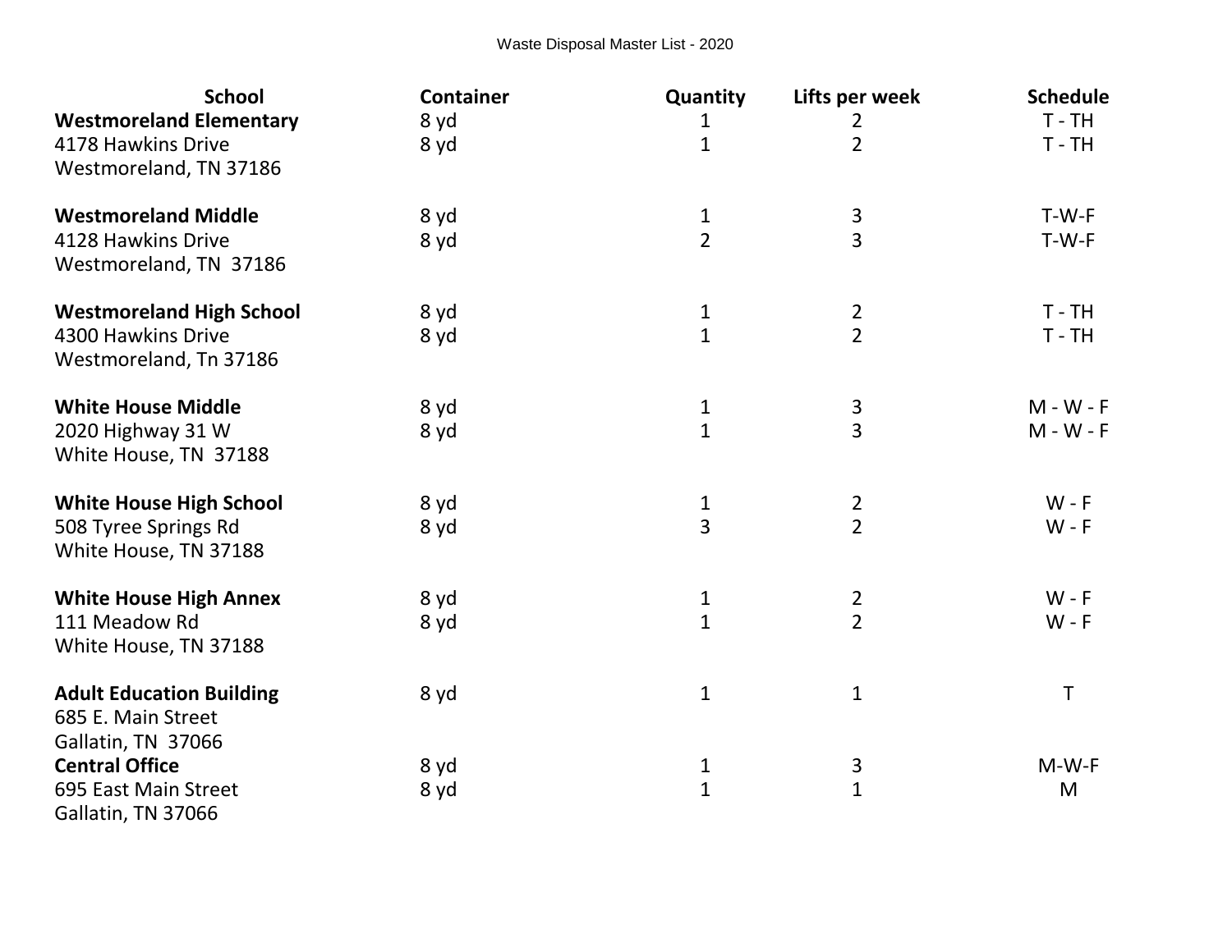Waste Disposal Master List - 2020

| School | Container | Quantity | Lifts per week | Schedule |
|---|---|---|---|---|
| **Westmoreland Elementary** | 8 yd | 1 | 2 | T - TH |
| 4178 Hawkins Drive | 8 yd | 1 | 2 | T - TH |
| Westmoreland, TN 37186 | | | | |
| | | | | |
| **Westmoreland Middle** | 8 yd | 1 | 3 | T-W-F |
| 4128 Hawkins Drive | 8 yd | 2 | 3 | T-W-F |
| Westmoreland, TN 37186 | | | | |
| | | | | |
| **Westmoreland High School** | 8 yd | 1 | 2 | T - TH |
| 4300 Hawkins Drive | 8 yd | 1 | 2 | T - TH |
| Westmoreland, Tn 37186 | | | | |
| | | | | |
| **White House Middle** | 8 yd | 1 | 3 | M - W - F |
| 2020 Highway 31 W | 8 yd | 1 | 3 | M - W - F |
| White House, TN 37188 | | | | |
| | | | | |
| **White House High School** | 8 yd | 1 | 2 | W - F |
| 508 Tyree Springs Rd | 8 yd | 3 | 2 | W - F |
| White House, TN 37188 | | | | |
| | | | | |
| **White House High Annex** | 8 yd | 1 | 2 | W - F |
| 111 Meadow Rd | 8 yd | 1 | 2 | W - F |
| White House, TN 37188 | | | | |
| | | | | |
| **Adult Education Building** | 8 yd | 1 | 1 | T |
| 685 E. Main Street | | | | |
| Gallatin, TN 37066 | | | | |
| **Central Office** | 8 yd | 1 | 3 | M-W-F |
| 695 East Main Street | 8 yd | 1 | 1 | M |
| Gallatin, TN 37066 | | | | |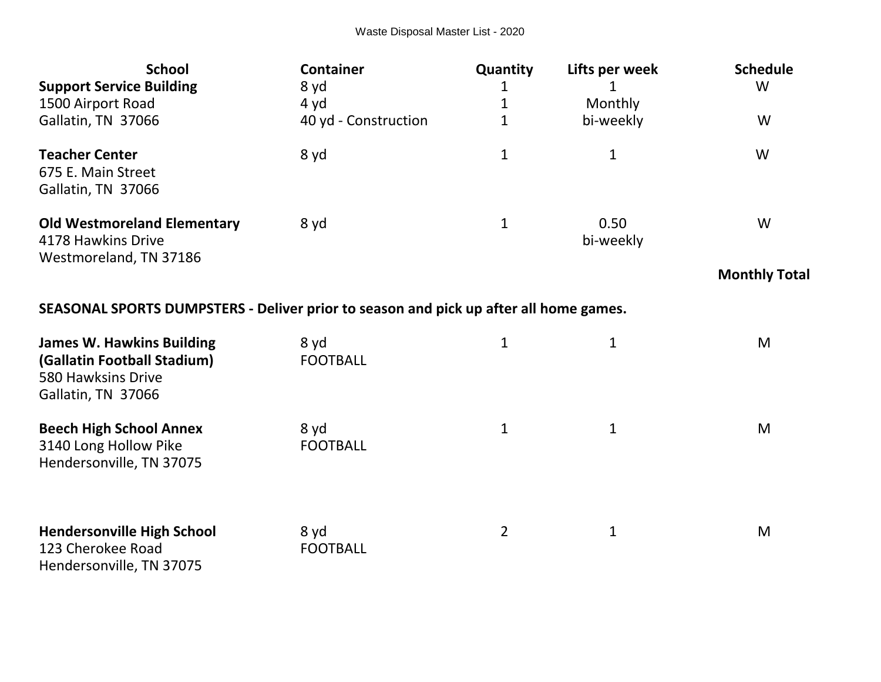Waste Disposal Master List - 2020

| School | Container | Quantity | Lifts per week | Schedule |
|---|---|---|---|---|
| **Support Service Building** | 8 yd | 1 | 1 | W |
| 1500 Airport Road | 4 yd | 1 | Monthly | |
| Gallatin, TN 37066 | 40 yd - Construction | 1 | bi-weekly | W |
| | | | | |
| **Teacher Center** | 8 yd | 1 | 1 | W |
| 675 E. Main Street | | | | |
| Gallatin, TN 37066 | | | | |
| | | | | |
| **Old Westmoreland Elementary** | 8 yd | 1 | 0.50 | W |
| 4178 Hawkins Drive | | | bi-weekly | |
| Westmoreland, TN 37186 | | | | |
| | | | | **Monthly Total** |

**SEASONAL SPORTS DUMPSTERS - Deliver prior to season and pick up after all home games.**

| School | Container | Quantity | Lifts per week | Schedule |
|---|---|---|---|---|
| **James W. Hawkins Building** | 8 yd | 1 | 1 | M |
| **(Gallatin Football Stadium)** | FOOTBALL | | | |
| 580 Hawksins Drive | | | | |
| Gallatin, TN 37066 | | | | |
| | | | | |
| **Beech High School Annex** | 8 yd | 1 | 1 | M |
| 3140 Long Hollow Pike | FOOTBALL | | | |
| Hendersonville, TN 37075 | | | | |
| | | | | |
| **Hendersonville High School** | 8 yd | 2 | 1 | M |
| 123 Cherokee Road | FOOTBALL | | | |
| Hendersonville, TN 37075 | | | | |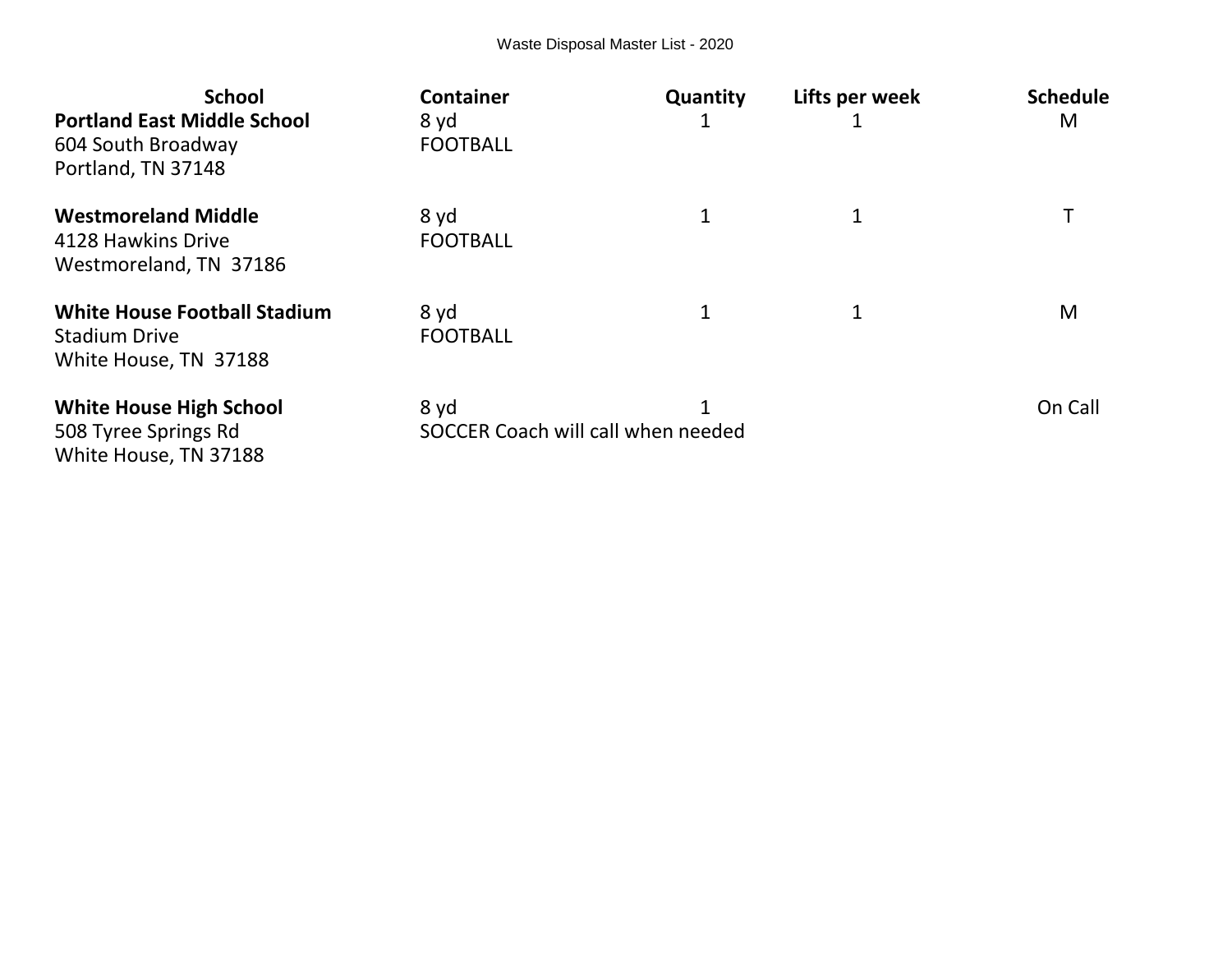Waste Disposal Master List - 2020

| School | Container | Quantity | Lifts per week | Schedule |
| --- | --- | --- | --- | --- |
| **Portland East Middle School**<br>604 South Broadway<br>Portland, TN 37148 | 8 yd<br>FOOTBALL | 1 | 1 | M |
| **Westmoreland Middle**<br>4128 Hawkins Drive<br>Westmoreland, TN 37186 | 8 yd<br>FOOTBALL | 1 | 1 | T |
| **White House Football Stadium**<br>Stadium Drive<br>White House, TN 37188 | 8 yd<br>FOOTBALL | 1 | 1 | M |
| **White House High School**<br>508 Tyree Springs Rd<br>White House, TN 37188 | 8 yd<br>SOCCER Coach will call when needed | 1 | | On Call |